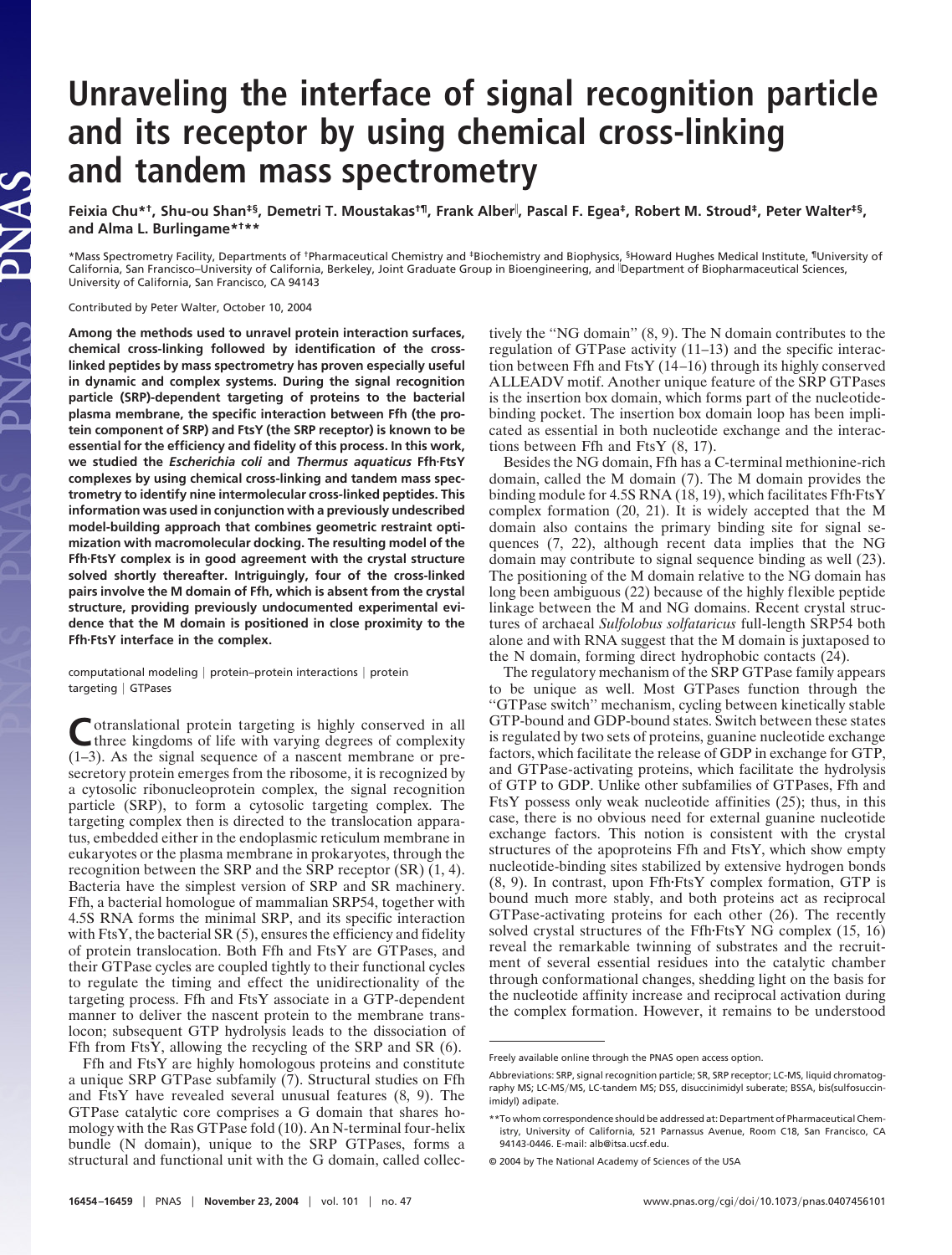# Unraveling the interface of signal recognition particle and its receptor by using chemical cross-linking and tandem mass spectrometry

Feixia Chu*[†], Shu-ou Shan[‡§], Demetri T. Moustakas[†¶], Frank Alber[‖], Pascal F. Egea[‡], Robert M. Stroud[‡], Peter Walter[‡§], and Alma L. Burlingame*[†]**

*Mass Spectrometry Facility, Departments of [†]Pharmaceutical Chemistry and [‡]Biochemistry and Biophysics, [§]Howard Hughes Medical Institute, [¶]University of California, San Francisco–University of California, Berkeley, Joint Graduate Group in Bioengineering, and [‖]Department of Biopharmaceutical Sciences, University of California, San Francisco, CA 94143

Contributed by Peter Walter, October 10, 2004

**Among the methods used to unravel protein interaction surfaces, chemical cross-linking followed by identification of the cross-linked peptides by mass spectrometry has proven especially useful in dynamic and complex systems. During the signal recognition particle (SRP)-dependent targeting of proteins to the bacterial plasma membrane, the specific interaction between Ffh (the protein component of SRP) and FtsY (the SRP receptor) is known to be essential for the efficiency and fidelity of this process. In this work, we studied the *Escherichia coli* and *Thermus aquaticus* Ffh·FtsY complexes by using chemical cross-linking and tandem mass spectrometry to identify nine intermolecular cross-linked peptides. This information was used in conjunction with a previously undescribed model-building approach that combines geometric restraint optimization with macromolecular docking. The resulting model of the Ffh·FtsY complex is in good agreement with the crystal structure solved shortly thereafter. Intriguingly, four of the cross-linked pairs involve the M domain of Ffh, which is absent from the crystal structure, providing previously undocumented experimental evidence that the M domain is positioned in close proximity to the Ffh·FtsY interface in the complex.**

computational modeling | protein–protein interactions | protein targeting | GTPases

Cotranslational protein targeting is highly conserved in all three kingdoms of life with varying degrees of complexity (1–3). As the signal sequence of a nascent membrane or presecretory protein emerges from the ribosome, it is recognized by a cytosolic ribonucleoprotein complex, the signal recognition particle (SRP), to form a cytosolic targeting complex. The targeting complex then is directed to the translocation apparatus, embedded either in the endoplasmic reticulum membrane in eukaryotes or the plasma membrane in prokaryotes, through the recognition between the SRP and the SRP receptor (SR) (1, 4). Bacteria have the simplest version of SRP and SR machinery. Ffh, a bacterial homologue of mammalian SRP54, together with 4.5S RNA forms the minimal SRP, and its specific interaction with FtsY, the bacterial SR (5), ensures the efficiency and fidelity of protein translocation. Both Ffh and FtsY are GTPases, and their GTPase cycles are coupled tightly to their functional cycles to regulate the timing and effect the unidirectionality of the targeting process. Ffh and FtsY associate in a GTP-dependent manner to deliver the nascent protein to the membrane translocon; subsequent GTP hydrolysis leads to the dissociation of Ffh from FtsY, allowing the recycling of the SRP and SR (6).

Ffh and FtsY are highly homologous proteins and constitute a unique SRP GTPase subfamily (7). Structural studies on Ffh and FtsY have revealed several unusual features (8, 9). The GTPase catalytic core comprises a G domain that shares homology with the Ras GTPase fold (10). An N-terminal four-helix bundle (N domain), unique to the SRP GTPases, forms a structural and functional unit with the G domain, called collectively the "NG domain" (8, 9). The N domain contributes to the regulation of GTPase activity (11–13) and the specific interaction between Ffh and FtsY (14–16) through its highly conserved ALLEADV motif. Another unique feature of the SRP GTPases is the insertion box domain, which forms part of the nucleotide-binding pocket. The insertion box domain loop has been implicated as essential in both nucleotide exchange and the interactions between Ffh and FtsY (8, 17).

Besides the NG domain, Ffh has a C-terminal methionine-rich domain, called the M domain (7). The M domain provides the binding module for 4.5S RNA (18, 19), which facilitates Ffh·FtsY complex formation (20, 21). It is widely accepted that the M domain also contains the primary binding site for signal sequences (7, 22), although recent data implies that the NG domain may contribute to signal sequence binding as well (23). The positioning of the M domain relative to the NG domain has long been ambiguous (22) because of the highly flexible peptide linkage between the M and NG domains. Recent crystal structures of archaeal *Sulfolobus solfataricus* full-length SRP54 both alone and with RNA suggest that the M domain is juxtaposed to the N domain, forming direct hydrophobic contacts (24).

The regulatory mechanism of the SRP GTPase family appears to be unique as well. Most GTPases function through the "GTPase switch" mechanism, cycling between kinetically stable GTP-bound and GDP-bound states. Switch between these states is regulated by two sets of proteins, guanine nucleotide exchange factors, which facilitate the release of GDP in exchange for GTP, and GTPase-activating proteins, which facilitate the hydrolysis of GTP to GDP. Unlike other subfamilies of GTPases, Ffh and FtsY possess only weak nucleotide affinities (25); thus, in this case, there is no obvious need for external guanine nucleotide exchange factors. This notion is consistent with the crystal structures of the apoproteins Ffh and FtsY, which show empty nucleotide-binding sites stabilized by extensive hydrogen bonds (8, 9). In contrast, upon Ffh·FtsY complex formation, GTP is bound much more stably, and both proteins act as reciprocal GTPase-activating proteins for each other (26). The recently solved crystal structures of the Ffh·FtsY NG complex (15, 16) reveal the remarkable twinning of substrates and the recruitment of several essential residues into the catalytic chamber through conformational changes, shedding light on the basis for the nucleotide affinity increase and reciprocal activation during the complex formation. However, it remains to be understood

Freely available online through the PNAS open access option.

Abbreviations: SRP, signal recognition particle; SR, SRP receptor; LC-MS, liquid chromatography MS; LC-MS/MS, LC-tandem MS; DSS, disuccinimidyl suberate; BSSA, bis(sulfosuccinimidyl) adipate.

**To whom correspondence should be addressed at: Department of Pharmaceutical Chemistry, University of California, 521 Parnassus Avenue, Room C18, San Francisco, CA 94143-0446. E-mail: alb@itsa.ucsf.edu.

© 2004 by The National Academy of Sciences of the USA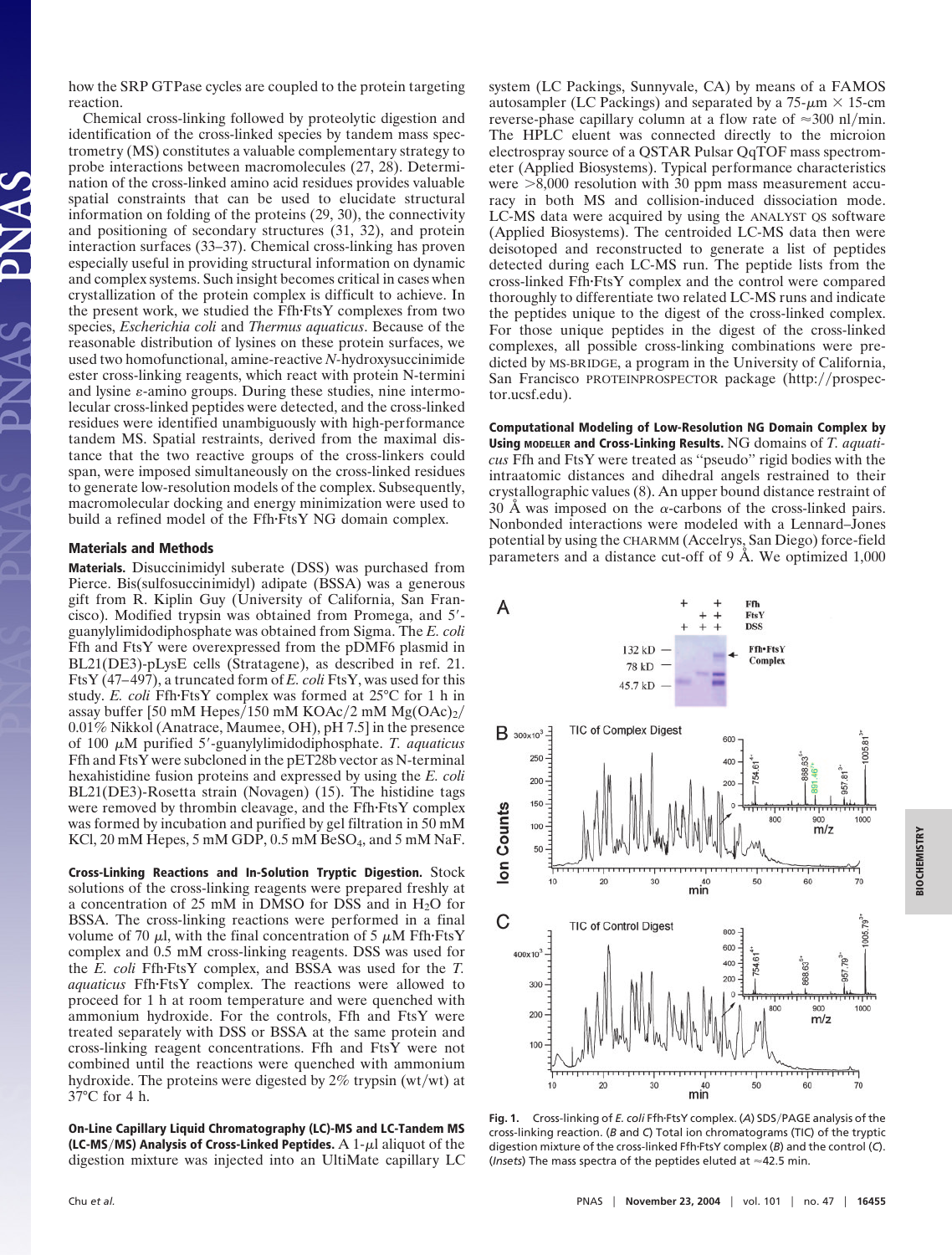how the SRP GTPase cycles are coupled to the protein targeting reaction.

Chemical cross-linking followed by proteolytic digestion and identification of the cross-linked species by tandem mass spectrometry (MS) constitutes a valuable complementary strategy to probe interactions between macromolecules (27, 28). Determination of the cross-linked amino acid residues provides valuable spatial constraints that can be used to elucidate structural information on folding of the proteins (29, 30), the connectivity and positioning of secondary structures (31, 32), and protein interaction surfaces (33–37). Chemical cross-linking has proven especially useful in providing structural information on dynamic and complex systems. Such insight becomes critical in cases when crystallization of the protein complex is difficult to achieve. In the present work, we studied the Ffh·FtsY complexes from two species, *Escherichia coli* and *Thermus aquaticus*. Because of the reasonable distribution of lysines on these protein surfaces, we used two homofunctional, amine-reactive *N*-hydroxysuccinimide ester cross-linking reagents, which react with protein N-termini and lysine ε-amino groups. During these studies, nine intermolecular cross-linked peptides were detected, and the cross-linked residues were identified unambiguously with high-performance tandem MS. Spatial restraints, derived from the maximal distance that the two reactive groups of the cross-linkers could span, were imposed simultaneously on the cross-linked residues to generate low-resolution models of the complex. Subsequently, macromolecular docking and energy minimization were used to build a refined model of the Ffh·FtsY NG domain complex.

## Materials and Methods

**Materials.** Disuccinimidyl suberate (DSS) was purchased from Pierce. Bis(sulfosuccinimidyl) adipate (BSSA) was a generous gift from R. Kiplin Guy (University of California, San Francisco). Modified trypsin was obtained from Promega, and 5′-guanylylimidodiphosphate was obtained from Sigma. The *E. coli* Ffh and FtsY were overexpressed from the pDMF6 plasmid in BL21(DE3)-pLysE cells (Stratagene), as described in ref. 21. FtsY (47–497), a truncated form of *E. coli* FtsY, was used for this study. *E. coli* Ffh·FtsY complex was formed at 25°C for 1 h in assay buffer [50 mM Hepes/150 mM KOAc/2 mM $Mg(OAc)_2$/0.01% Nikkol (Anatrace, Maumee, OH), pH 7.5] in the presence of 100 μM purified 5′-guanylylimidodiphosphate. *T. aquaticus* Ffh and FtsY were subcloned in the pET28b vector as N-terminal hexahistidine fusion proteins and expressed by using the *E. coli* BL21(DE3)-Rosetta strain (Novagen) (15). The histidine tags were removed by thrombin cleavage, and the Ffh·FtsY complex was formed by incubation and purified by gel filtration in 50 mM KCl, 20 mM Hepes, 5 mM GDP, 0.5 mM $BeSO_4$, and 5 mM NaF.

**Cross-Linking Reactions and In-Solution Tryptic Digestion.** Stock solutions of the cross-linking reagents were prepared freshly at a concentration of 25 mM in DMSO for DSS and in $H_2O$ for BSSA. The cross-linking reactions were performed in a final volume of 70 μl, with the final concentration of 5 μM Ffh·FtsY complex and 0.5 mM cross-linking reagents. DSS was used for the *E. coli* Ffh·FtsY complex, and BSSA was used for the *T. aquaticus* Ffh·FtsY complex. The reactions were allowed to proceed for 1 h at room temperature and were quenched with ammonium hydroxide. For the controls, Ffh and FtsY were treated separately with DSS or BSSA at the same protein and cross-linking reagent concentrations. Ffh and FtsY were not combined until the reactions were quenched with ammonium hydroxide. The proteins were digested by 2% trypsin (wt/wt) at 37°C for 4 h.

**On-Line Capillary Liquid Chromatography (LC)-MS and LC-Tandem MS (LC-MS/MS) Analysis of Cross-Linked Peptides.** A 1-μl aliquot of the digestion mixture was injected into an UltiMate capillary LC system (LC Packings, Sunnyvale, CA) by means of a FAMOS autosampler (LC Packings) and separated by a 75-μm × 15-cm reverse-phase capillary column at a flow rate of ≈300 nl/min. The HPLC eluent was connected directly to the microion electrospray source of a QSTAR Pulsar QqTOF mass spectrometer (Applied Biosystems). Typical performance characteristics were >8,000 resolution with 30 ppm mass measurement accuracy in both MS and collision-induced dissociation mode. LC-MS data were acquired by using the ANALYST QS software (Applied Biosystems). The centroided LC-MS data then were deisotoped and reconstructed to generate a list of peptides detected during each LC-MS run. The peptide lists from the cross-linked Ffh·FtsY complex and the control were compared thoroughly to differentiate two related LC-MS runs and indicate the peptides unique to the digest of the cross-linked complex. For those unique peptides in the digest of the cross-linked complexes, all possible cross-linking combinations were predicted by MS-BRIDGE, a program in the University of California, San Francisco PROTEINPROSPECTOR package (http://prospector.ucsf.edu).

**Computational Modeling of Low-Resolution NG Domain Complex by Using MODELLER and Cross-Linking Results.** NG domains of *T. aquaticus* Ffh and FtsY were treated as "pseudo" rigid bodies with the intraatomic distances and dihedral angles restrained to their crystallographic values (8). An upper bound distance restraint of 30 Å was imposed on the α-carbons of the cross-linked pairs. Nonbonded interactions were modeled with a Lennard–Jones potential by using the CHARMM (Accelrys, San Diego) force-field parameters and a distance cut-off of 9 Å. We optimized 1,000

**Fig. 1.** Cross-linking of *E. coli* Ffh·FtsY complex. (*A*) SDS/PAGE analysis of the cross-linking reaction. (*B* and *C*) Total ion chromatograms (TIC) of the tryptic digestion mixture of the cross-linked Ffh·FtsY complex (*B*) and the control (*C*). (*Insets*) The mass spectra of the peptides eluted at ≈42.5 min.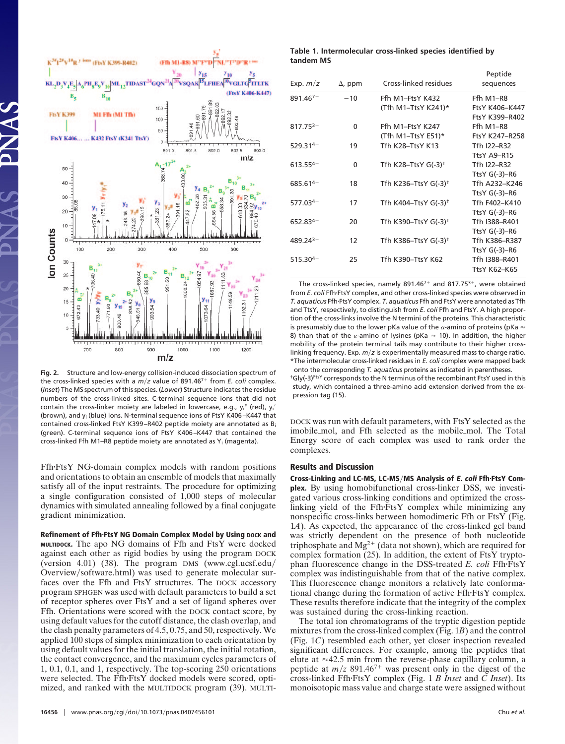**Fig. 2.** Structure and low-energy collision-induced dissociation spectrum of the cross-linked species with a $m/z$ value of 891.467[7+] from *E. coli* complex. (*Inset*) The MS spectrum of this species. (*Lower*) Structure indicates the residue numbers of the cross-linked sites. C-terminal sequence ions that did not contain the cross-linker moiety are labeled in lowercase, e.g., $y_i^{\#}$ (red), $y_i'$ (brown), and $y_i$ (blue) ions. N-terminal sequence ions of FtsY K406–K447 that contained cross-linked FtsY K399–R402 peptide moiety are annotated as $B_i$ (green). C-terminal sequence ions of FtsY K406–K447 that contained the cross-linked Ffh M1–R8 peptide moiety are annotated as $Y_i$ (magenta).

Ffh·FtsY NG-domain complex models with random positions and orientations to obtain an ensemble of models that maximally satisfy all of the input restraints. The procedure for optimizing a single configuration consisted of 1,000 steps of molecular dynamics with simulated annealing followed by a final conjugate gradient minimization.

**Refinement of Ffh·FtsY NG Domain Complex Model by Using DOCK and MULTIDOCK.** The apo NG domains of Ffh and FtsY were docked against each other as rigid bodies by using the program DOCK (version 4.01) (38). The program DMS (www.cgl.ucsf.edu/Overview/software.html) was used to generate molecular surfaces over the Ffh and FtsY structures. The DOCK accessory program SPHGEN was used with default parameters to build a set of receptor spheres over FtsY and a set of ligand spheres over Ffh. Orientations were scored with the DOCK contact score, by using default values for the cutoff distance, the clash overlap, and the clash penalty parameters of 4.5, 0.75, and 50, respectively. We applied 100 steps of simplex minimization to each orientation by using default values for the initial translation, the initial rotation, the contact convergence, and the maximum cycles parameters of 1, 0.1, 0.1, and 1, respectively. The top-scoring 250 orientations were selected. The Ffh·FtsY docked models were scored, optimized, and ranked with the MULTIDOCK program (39). MULTIDOCK was run with default parameters, with FtsY selected as the imobile_mol, and Ffh selected as the mobile_mol. The Total Energy score of each complex was used to rank order the complexes.

**Table 1. Intermolecular cross-linked species identified by tandem MS**

| Exp. $m/z$ | Δ, ppm | Cross-linked residues | Peptide sequences |
|---|---|---|---|
| 891.467[7+] | −10 | Ffh M1–FtsY K432 (Tfh M1–TtsY K241)* | Ffh M1–R8, FtsY K406–K447, FtsY K399–R402 |
| 817.753[3+] | 0 | Ffh M1–FtsY K247 (Tfh M1–TtsY E51)* | Ffh M1–R8, FtsY K247–R258 |
| 529.314[4+] | 19 | Tfh K28–TtsY K13 | Tfh I22–R32, TtsY A9–R15 |
| 613.554[4+] | 0 | Tfh K28–TtsY G(-3)† | Tfh I22–R32, TtsY G(-3)–R6 |
| 685.614[4+] | 18 | Tfh K236–TtsY G(-3)† | Tfh A232–K246, TtsY G(-3)–R6 |
| 577.034[4+] | 17 | Tfh K404–TtsY G(-3)† | Tfh F402–K410, TtsY G(-3)–R6 |
| 652.834[4+] | 20 | Tfh K390–TtsY G(-3)† | Tfh I388–R401, TtsY G(-3)–R6 |
| 489.243[3+] | 12 | Tfh K386–TtsY G(-3)† | Tfh K386–R387, TtsY G(-3)–R6 |
| 515.304[4+] | 25 | Tfh K390–TtsY K62 | Tfh I388–R401, TtsY K62–K65 |

The cross-linked species, namely 891.467[7+] and 817.753[3+], were obtained from *E. coli* Ffh·FtsY complex, and other cross-linked species were observed in *T. aquaticus* Ffh·FtsY complex. *T. aquaticus* Ffh and FtsY were annotated as Tfh and TtsY, respectively, to distinguish from *E. coli* Ffh and FtsY. A high proportion of the cross-links involve the N termini of the proteins. This characteristic is presumably due to the lower pKa value of the α-amino of proteins (pKa ≈ 8) than that of the ε-amino of lysines (pKa ≈ 10). In addition, the higher mobility of the protein terminal tails may contribute to their higher cross-linking frequency. Exp. $m/z$ is experimentally measured mass to charge ratio.
*The intermolecular cross-linked residues in *E. coli* complex were mapped back onto the corresponding *T. aquaticus* proteins as indicated in parentheses.
†Gly(-3)[FtsY] corresponds to the N terminus of the recombinant FtsY used in this study, which contained a three-amino acid extension derived from the expression tag (15).

## Results and Discussion

**Cross-Linking and LC-MS, LC-MS/MS Analysis of *E. coli* Ffh·FtsY Complex.** By using homobifunctional cross-linker DSS, we investigated various cross-linking conditions and optimized the cross-linking yield of the Ffh·FtsY complex while minimizing any nonspecific cross-links between homodimeric Ffh or FtsY (Fig. 1*A*). As expected, the appearance of the cross-linked gel band was strictly dependent on the presence of both nucleotide triphosphate and $Mg^{2+}$ (data not shown), which are required for complex formation (25). In addition, the extent of FtsY tryptophan fluorescence change in the DSS-treated *E. coli* Ffh·FtsY complex was indistinguishable from that of the native complex. This fluorescence change monitors a relatively late conformational change during the formation of active Ffh·FtsY complex. These results therefore indicate that the integrity of the complex was sustained during the cross-linking reaction.

The total ion chromatograms of the tryptic digestion peptide mixtures from the cross-linked complex (Fig. 1*B*) and the control (Fig. 1*C*) resembled each other, yet closer inspection revealed significant differences. For example, among the peptides that elute at ≈42.5 min from the reverse-phase capillary column, a peptide at $m/z$ 891.46[7+] was present only in the digest of the cross-linked Ffh·FtsY complex (Fig. 1 *B Inset* and *C Inset*). Its monoisotopic mass value and charge state were assigned without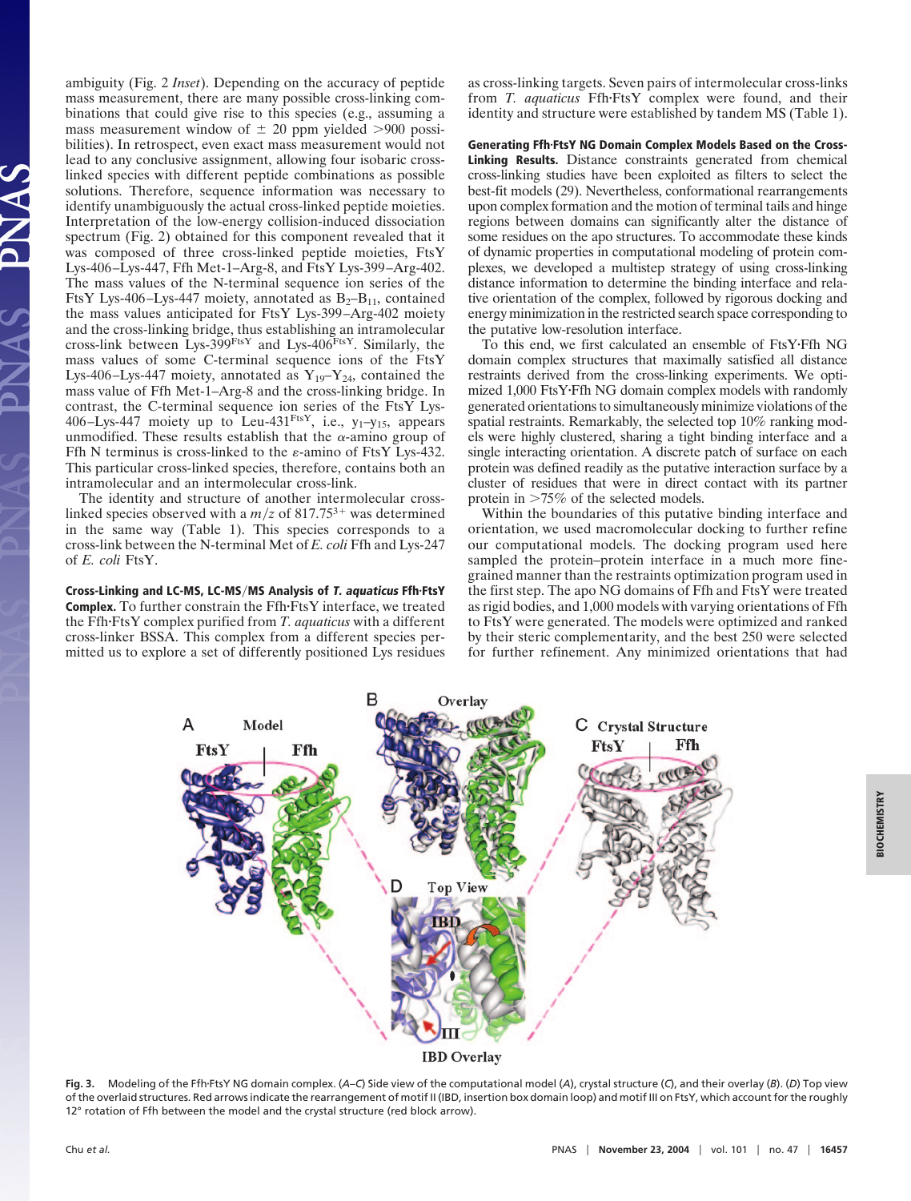ambiguity (Fig. 2 *Inset*). Depending on the accuracy of peptide mass measurement, there are many possible cross-linking combinations that could give rise to this species (e.g., assuming a mass measurement window of ± 20 ppm yielded >900 possibilities). In retrospect, even exact mass measurement would not lead to any conclusive assignment, allowing four isobaric cross-linked species with different peptide combinations as possible solutions. Therefore, sequence information was necessary to identify unambiguously the actual cross-linked peptide moieties. Interpretation of the low-energy collision-induced dissociation spectrum (Fig. 2) obtained for this component revealed that it was composed of three cross-linked peptide moieties, FtsY Lys-406–Lys-447, Ffh Met-1–Arg-8, and FtsY Lys-399–Arg-402. The mass values of the N-terminal sequence ion series of the FtsY Lys-406–Lys-447 moiety, annotated as $B_2$–$B_{11}$, contained the mass values anticipated for FtsY Lys-399–Arg-402 moiety and the cross-linking bridge, thus establishing an intramolecular cross-link between Lys-$399^{FtsY}$ and Lys-$406^{FtsY}$. Similarly, the mass values of some C-terminal sequence ions of the FtsY Lys-406–Lys-447 moiety, annotated as $Y_{19}$–$Y_{24}$, contained the mass value of Ffh Met-1–Arg-8 and the cross-linking bridge. In contrast, the C-terminal sequence ion series of the FtsY Lys-406–Lys-447 moiety up to Leu-$431^{FtsY}$, i.e., $y_1$–$y_{15}$, appears unmodified. These results establish that the α-amino group of Ffh N terminus is cross-linked to the ε-amino of FtsY Lys-432. This particular cross-linked species, therefore, contains both an intramolecular and an intermolecular cross-link.

The identity and structure of another intermolecular cross-linked species observed with a $m/z$ of $817.75^{3+}$ was determined in the same way (Table 1). This species corresponds to a cross-link between the N-terminal Met of *E. coli* Ffh and Lys-247 of *E. coli* FtsY.

**Cross-Linking and LC-MS, LC-MS/MS Analysis of *T. aquaticus* Ffh·FtsY Complex.** To further constrain the Ffh·FtsY interface, we treated the Ffh·FtsY complex purified from *T. aquaticus* with a different cross-linker BSSA. This complex from a different species permitted us to explore a set of differently positioned Lys residues as cross-linking targets. Seven pairs of intermolecular cross-links from *T. aquaticus* Ffh·FtsY complex were found, and their identity and structure were established by tandem MS (Table 1).

**Generating Ffh·FtsY NG Domain Complex Models Based on the Cross-Linking Results.** Distance constraints generated from chemical cross-linking studies have been exploited as filters to select the best-fit models (29). Nevertheless, conformational rearrangements upon complex formation and the motion of terminal tails and hinge regions between domains can significantly alter the distance of some residues on the apo structures. To accommodate these kinds of dynamic properties in computational modeling of protein complexes, we developed a multistep strategy of using cross-linking distance information to determine the binding interface and relative orientation of the complex, followed by rigorous docking and energy minimization in the restricted search space corresponding to the putative low-resolution interface.

To this end, we first calculated an ensemble of FtsY·Ffh NG domain complex structures that maximally satisfied all distance restraints derived from the cross-linking experiments. We optimized 1,000 FtsY·Ffh NG domain complex models with randomly generated orientations to simultaneously minimize violations of the spatial restraints. Remarkably, the selected top 10% ranking models were highly clustered, sharing a tight binding interface and a single interacting orientation. A discrete patch of surface on each protein was defined readily as the putative interaction surface by a cluster of residues that were in direct contact with its partner protein in >75% of the selected models.

Within the boundaries of this putative binding interface and orientation, we used macromolecular docking to further refine our computational models. The docking program used here sampled the protein–protein interface in a much more fine-grained manner than the restraints optimization program used in the first step. The apo NG domains of Ffh and FtsY were treated as rigid bodies, and 1,000 models with varying orientations of Ffh to FtsY were generated. The models were optimized and ranked by their steric complementarity, and the best 250 were selected for further refinement. Any minimized orientations that had

**Fig. 3.** Modeling of the Ffh·FtsY NG domain complex. (*A*–*C*) Side view of the computational model (*A*), crystal structure (*C*), and their overlay (*B*). (*D*) Top view of the overlaid structures. Red arrows indicate the rearrangement of motif II (IBD, insertion box domain loop) and motif III on FtsY, which account for the roughly 12° rotation of Ffh between the model and the crystal structure (red block arrow).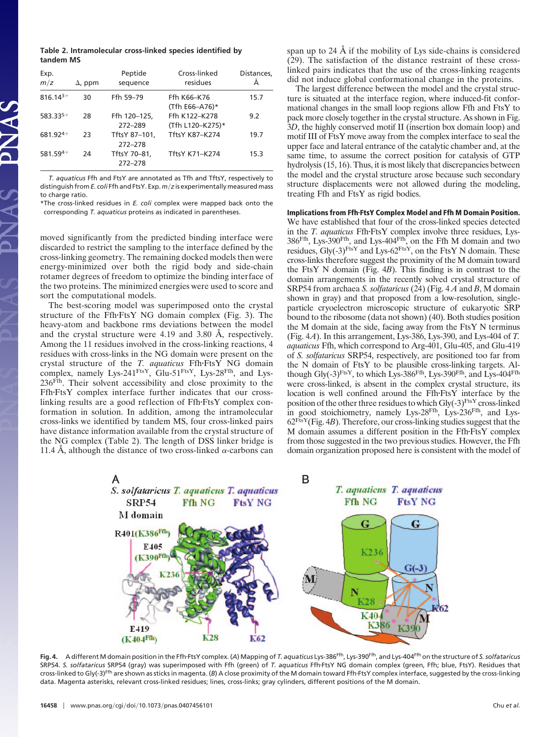**Table 2. Intramolecular cross-linked species identified by tandem MS**

| Exp. $m/z$ | $\Delta$, ppm | Peptide sequence | Cross-linked residues | Distances, Å |
|---|---|---|---|---|
| $816.14^{3+}$ | 30 | Ffh 59–79 | Ffh K66–K76 (Tfh E66–A76)* | 15.7 |
| $583.33^{5+}$ | 28 | Ffh 120–125, 272–289 | Ffh K122–K278 (Tfh L120–K275)* | 9.2 |
| $681.92^{4+}$ | 23 | TftsY 87–101, 272–278 | TftsY K87–K274 | 19.7 |
| $581.59^{4+}$ | 24 | TftsY 70–81, 272–278 | TftsY K71–K274 | 15.3 |

*T. aquaticus* Ffh and FtsY are annotated as Tfh and TftsY, respectively to distinguish from *E. coli* Ffh and FtsY. Exp. $m/z$ is experimentally measured mass to charge ratio.

*The cross-linked residues in *E. coli* complex were mapped back onto the corresponding *T. aquaticus* proteins as indicated in parentheses.

moved significantly from the predicted binding interface were discarded to restrict the sampling to the interface defined by the cross-linking geometry. The remaining docked models then were energy-minimized over both the rigid body and side-chain rotamer degrees of freedom to optimize the binding interface of the two proteins. The minimized energies were used to score and sort the computational models.

The best-scoring model was superimposed onto the crystal structure of the Ffh·FtsY NG domain complex (Fig. 3). The heavy-atom and backbone rms deviations between the model and the crystal structure were 4.19 and 3.80 Å, respectively. Among the 11 residues involved in the cross-linking reactions, 4 residues with cross-links in the NG domain were present on the crystal structure of the *T. aquaticus* Ffh·FtsY NG domain complex, namely Lys-241[FtsY], Glu-51[FtsY], Lys-28[Ffh], and Lys-236[Ffh]. Their solvent accessibility and close proximity to the Ffh·FtsY complex interface further indicates that our cross-linking results are a good reflection of Ffh·FtsY complex conformation in solution. In addition, among the intramolecular cross-links we identified by tandem MS, four cross-linked pairs have distance information available from the crystal structure of the NG complex (Table 2). The length of DSS linker bridge is 11.4 Å, although the distance of two cross-linked α-carbons can span up to 24 Å if the mobility of Lys side-chains is considered (29). The satisfaction of the distance restraint of these cross-linked pairs indicates that the use of the cross-linking reagents did not induce global conformational change in the proteins.

The largest difference between the model and the crystal structure is situated at the interface region, where induced-fit conformational changes in the small loop regions allow Ffh and FtsY to pack more closely together in the crystal structure. As shown in Fig. 3*D*, the highly conserved motif II (insertion box domain loop) and motif III of FtsY move away from the complex interface to seal the upper face and lateral entrance of the catalytic chamber and, at the same time, to assume the correct position for catalysis of GTP hydrolysis (15, 16). Thus, it is most likely that discrepancies between the model and the crystal structure arose because such secondary structure displacements were not allowed during the modeling, treating Ffh and FtsY as rigid bodies.

**Implications from Ffh·FtsY Complex Model and Ffh M Domain Position.** We have established that four of the cross-linked species detected in the *T. aquaticus* Ffh·FtsY complex involve three residues, Lys-386[Ffh], Lys-390[Ffh], and Lys-404[Ffh], on the Ffh M domain and two residues, Gly(-3)[FtsY] and Lys-62[FtsY], on the FtsY N domain. These cross-links therefore suggest the proximity of the M domain toward the FtsY N domain (Fig. 4*B*). This finding is in contrast to the domain arrangements in the recently solved crystal structure of SRP54 from archaea *S. solfataricus* (24) (Fig. 4 *A* and *B*, M domain shown in gray) and that proposed from a low-resolution, single-particle cryoelectron microscopic structure of eukaryotic SRP bound to the ribosome (data not shown) (40). Both studies position the M domain at the side, facing away from the FtsY N terminus (Fig. 4*A*). In this arrangement, Lys-386, Lys-390, and Lys-404 of *T. aquaticus* Ffh, which correspond to Arg-401, Glu-405, and Glu-419 of *S. solfataricus* SRP54, respectively, are positioned too far from the N domain of FtsY to be plausible cross-linking targets. Although Gly(-3)[FtsY], to which Lys-386[Ffh], Lys-390[Ffh], and Lys-404[Ffh] were cross-linked, is absent in the complex crystal structure, its location is well confined around the Ffh·FtsY interface by the position of the other three residues to which Gly(-3)[FtsY] cross-linked in good stoichiometry, namely Lys-28[Ffh], Lys-236[Ffh], and Lys-62[FtsY] (Fig. 4*B*). Therefore, our cross-linking studies suggest that the M domain assumes a different position in the Ffh·FtsY complex from those suggested in the two previous studies. However, the Ffh domain organization proposed here is consistent with the model of

**Fig. 4.** A different M domain position in the Ffh·FtsY complex. (*A*) Mapping of *T. aquaticus* Lys-386[Ffh], Lys-390[Ffh], and Lys-404[Ffh] on the structure of *S. solfataricus* SRP54. *S. solfataricus* SRP54 (gray) was superimposed with Ffh (green) of *T. aquaticus* Ffh·FtsY NG domain complex (green, Ffh; blue, FtsY). Residues that cross-linked to Gly(-3)[Ffh] are shown as sticks in magenta. (*B*) A close proximity of the M domain toward Ffh·FtsY complex interface, suggested by the cross-linking data. Magenta asterisks, relevant cross-linked residues; lines, cross-links; gray cylinders, different positions of the M domain.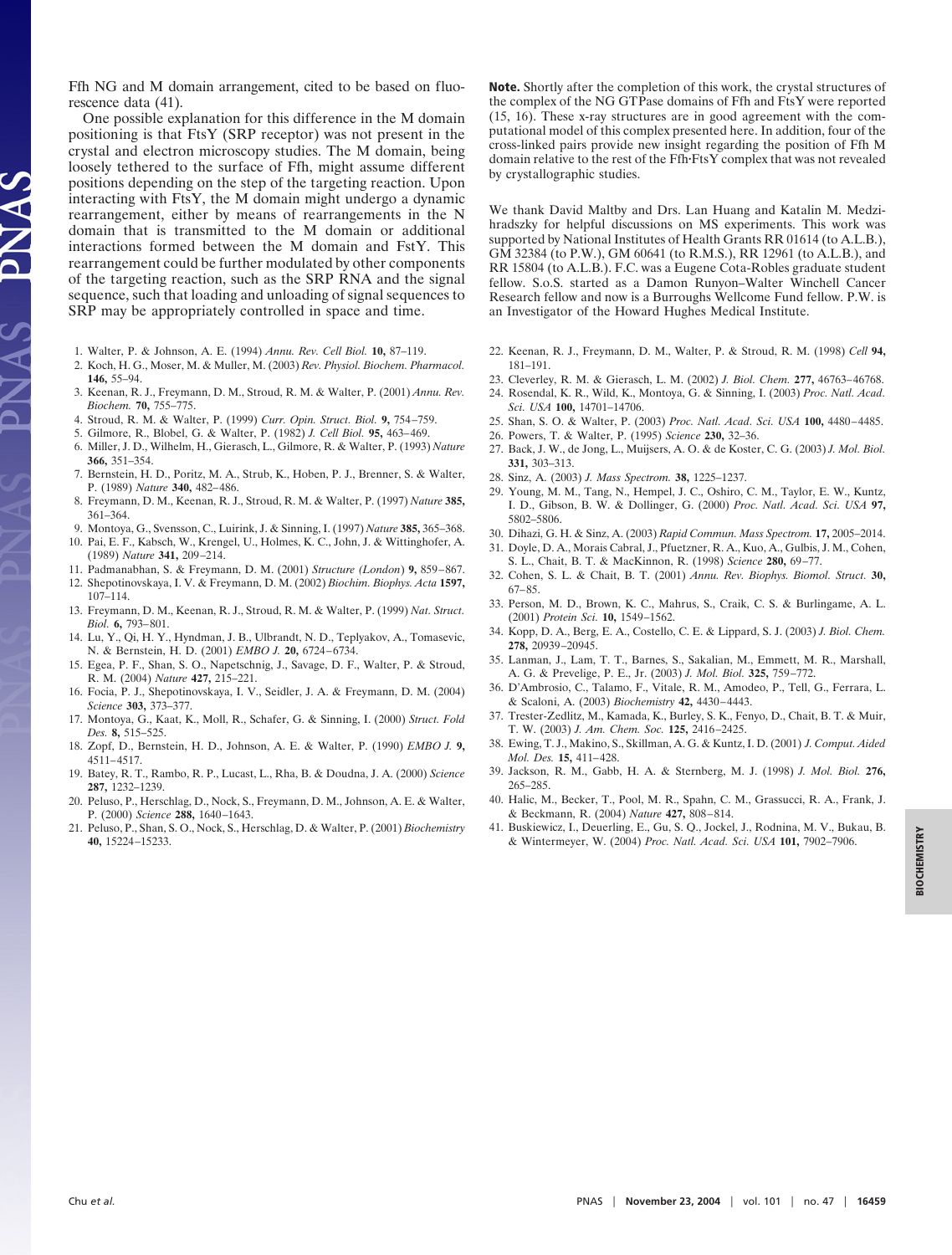Ffh NG and M domain arrangement, cited to be based on fluorescence data (41).

One possible explanation for this difference in the M domain positioning is that FtsY (SRP receptor) was not present in the crystal and electron microscopy studies. The M domain, being loosely tethered to the surface of Ffh, might assume different positions depending on the step of the targeting reaction. Upon interacting with FtsY, the M domain might undergo a dynamic rearrangement, either by means of rearrangements in the N domain that is transmitted to the M domain or additional interactions formed between the M domain and FstY. This rearrangement could be further modulated by other components of the targeting reaction, such as the SRP RNA and the signal sequence, such that loading and unloading of signal sequences to SRP may be appropriately controlled in space and time.

**Note.** Shortly after the completion of this work, the crystal structures of the complex of the NG GTPase domains of Ffh and FtsY were reported (15, 16). These x-ray structures are in good agreement with the computational model of this complex presented here. In addition, four of the cross-linked pairs provide new insight regarding the position of Ffh M domain relative to the rest of the Ffh·FtsY complex that was not revealed by crystallographic studies.

We thank David Maltby and Drs. Lan Huang and Katalin M. Medzihradszky for helpful discussions on MS experiments. This work was supported by National Institutes of Health Grants RR 01614 (to A.L.B.), GM 32384 (to P.W.), GM 60641 (to R.M.S.), RR 12961 (to A.L.B.), and RR 15804 (to A.L.B.). F.C. was a Eugene Cota-Robles graduate student fellow. S.o.S. started as a Damon Runyon–Walter Winchell Cancer Research fellow and now is a Burroughs Wellcome Fund fellow. P.W. is an Investigator of the Howard Hughes Medical Institute.

1. Walter, P. & Johnson, A. E. (1994) *Annu. Rev. Cell Biol.* **10,** 87–119.
2. Koch, H. G., Moser, M. & Muller, M. (2003) *Rev. Physiol. Biochem. Pharmacol.* **146,** 55–94.
3. Keenan, R. J., Freymann, D. M., Stroud, R. M. & Walter, P. (2001) *Annu. Rev. Biochem.* **70,** 755–775.
4. Stroud, R. M. & Walter, P. (1999) *Curr. Opin. Struct. Biol.* **9,** 754–759.
5. Gilmore, R., Blobel, G. & Walter, P. (1982) *J. Cell Biol.* **95,** 463–469.
6. Miller, J. D., Wilhelm, H., Gierasch, L., Gilmore, R. & Walter, P. (1993) *Nature* **366,** 351–354.
7. Bernstein, H. D., Poritz, M. A., Strub, K., Hoben, P. J., Brenner, S. & Walter, P. (1989) *Nature* **340,** 482–486.
8. Freymann, D. M., Keenan, R. J., Stroud, R. M. & Walter, P. (1997) *Nature* **385,** 361–364.
9. Montoya, G., Svensson, C., Luirink, J. & Sinning, I. (1997) *Nature* **385,** 365–368.
10. Pai, E. F., Kabsch, W., Krengel, U., Holmes, K. C., John, J. & Wittinghofer, A. (1989) *Nature* **341,** 209–214.
11. Padmanabhan, S. & Freymann, D. M. (2001) *Structure (London)* **9,** 859–867.
12. Shepotinovskaya, I. V. & Freymann, D. M. (2002) *Biochim. Biophys. Acta* **1597,** 107–114.
13. Freymann, D. M., Keenan, R. J., Stroud, R. M. & Walter, P. (1999) *Nat. Struct. Biol.* **6,** 793–801.
14. Lu, Y., Qi, H. Y., Hyndman, J. B., Ulbrandt, N. D., Teplyakov, A., Tomasevic, N. & Bernstein, H. D. (2001) *EMBO J.* **20,** 6724–6734.
15. Egea, P. F., Shan, S. O., Napetschnig, J., Savage, D. F., Walter, P. & Stroud, R. M. (2004) *Nature* **427,** 215–221.
16. Focia, P. J., Shepotinovskaya, I. V., Seidler, J. A. & Freymann, D. M. (2004) *Science* **303,** 373–377.
17. Montoya, G., Kaat, K., Moll, R., Schafer, G. & Sinning, I. (2000) *Struct. Fold Des.* **8,** 515–525.
18. Zopf, D., Bernstein, H. D., Johnson, A. E. & Walter, P. (1990) *EMBO J.* **9,** 4511–4517.
19. Batey, R. T., Rambo, R. P., Lucast, L., Rha, B. & Doudna, J. A. (2000) *Science* **287,** 1232–1239.
20. Peluso, P., Herschlag, D., Nock, S., Freymann, D. M., Johnson, A. E. & Walter, P. (2000) *Science* **288,** 1640–1643.
21. Peluso, P., Shan, S. O., Nock, S., Herschlag, D. & Walter, P. (2001) *Biochemistry* **40,** 15224–15233.
22. Keenan, R. J., Freymann, D. M., Walter, P. & Stroud, R. M. (1998) *Cell* **94,** 181–191.
23. Cleverley, R. M. & Gierasch, L. M. (2002) *J. Biol. Chem.* **277,** 46763–46768.
24. Rosendal, K. R., Wild, K., Montoya, G. & Sinning, I. (2003) *Proc. Natl. Acad. Sci. USA* **100,** 14701–14706.
25. Shan, S. O. & Walter, P. (2003) *Proc. Natl. Acad. Sci. USA* **100,** 4480–4485.
26. Powers, T. & Walter, P. (1995) *Science* **230,** 32–36.
27. Back, J. W., de Jong, L., Muijsers, A. O. & de Koster, C. G. (2003) *J. Mol. Biol.* **331,** 303–313.
28. Sinz, A. (2003) *J. Mass Spectrom.* **38,** 1225–1237.
29. Young, M. M., Tang, N., Hempel, J. C., Oshiro, C. M., Taylor, E. W., Kuntz, I. D., Gibson, B. W. & Dollinger, G. (2000) *Proc. Natl. Acad. Sci. USA* **97,** 5802–5806.
30. Dihazi, G. H. & Sinz, A. (2003) *Rapid Commun. Mass Spectrom.* **17,** 2005–2014.
31. Doyle, D. A., Morais Cabral, J., Pfuetzner, R. A., Kuo, A., Gulbis, J. M., Cohen, S. L., Chait, B. T. & MacKinnon, R. (1998) *Science* **280,** 69–77.
32. Cohen, S. L. & Chait, B. T. (2001) *Annu. Rev. Biophys. Biomol. Struct.* **30,** 67–85.
33. Person, M. D., Brown, K. C., Mahrus, S., Craik, C. S. & Burlingame, A. L. (2001) *Protein Sci.* **10,** 1549–1562.
34. Kopp, D. A., Berg, E. A., Costello, C. E. & Lippard, S. J. (2003) *J. Biol. Chem.* **278,** 20939–20945.
35. Lanman, J., Lam, T. T., Barnes, S., Sakalian, M., Emmett, M. R., Marshall, A. G. & Prevelige, P. E., Jr. (2003) *J. Mol. Biol.* **325,** 759–772.
36. D'Ambrosio, C., Talamo, F., Vitale, R. M., Amodeo, P., Tell, G., Ferrara, L. & Scaloni, A. (2003) *Biochemistry* **42,** 4430–4443.
37. Trester-Zedlitz, M., Kamada, K., Burley, S. K., Fenyo, D., Chait, B. T. & Muir, T. W. (2003) *J. Am. Chem. Soc.* **125,** 2416–2425.
38. Ewing, T. J., Makino, S., Skillman, A. G. & Kuntz, I. D. (2001) *J. Comput. Aided Mol. Des.* **15,** 411–428.
39. Jackson, R. M., Gabb, H. A. & Sternberg, M. J. (1998) *J. Mol. Biol.* **276,** 265–285.
40. Halic, M., Becker, T., Pool, M. R., Spahn, C. M., Grassucci, R. A., Frank, J. & Beckmann, R. (2004) *Nature* **427,** 808–814.
41. Buskiewicz, I., Deuerling, E., Gu, S. Q., Jockel, J., Rodnina, M. V., Bukau, B. & Wintermeyer, W. (2004) *Proc. Natl. Acad. Sci. USA* **101,** 7902–7906.